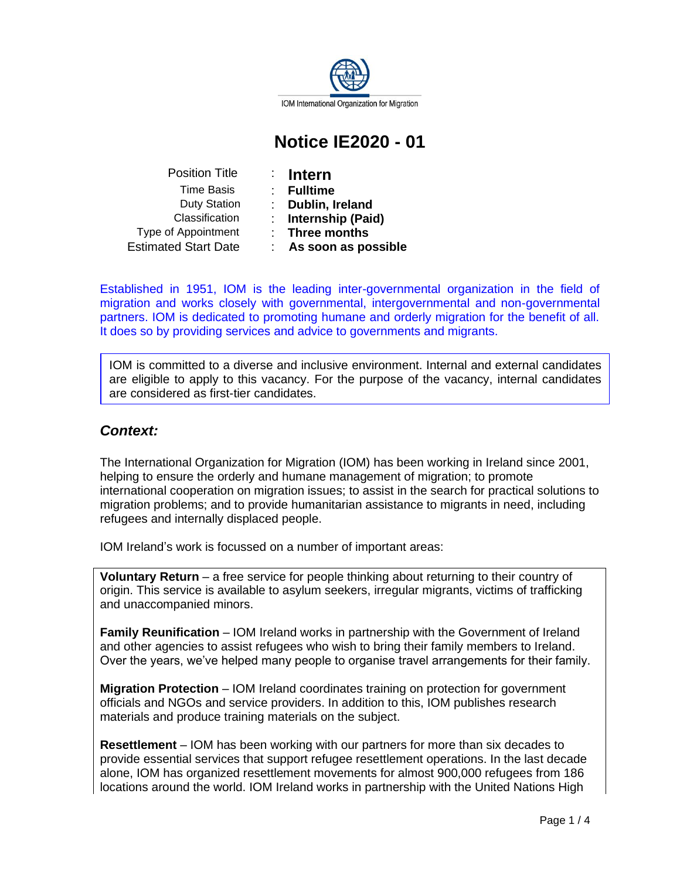IOM International Organization for Migration

# Notice IE2020 - 01

| | | |
|---|---|---|
| Position Title | : | **Intern** |
| Time Basis | : | **Fulltime** |
| Duty Station | : | **Dublin, Ireland** |
| Classification | : | **Internship (Paid)** |
| Type of Appointment | : | **Three months** |
| Estimated Start Date | : | **As soon as possible** |

Established in 1951, IOM is the leading inter-governmental organization in the field of migration and works closely with governmental, intergovernmental and non-governmental partners. IOM is dedicated to promoting humane and orderly migration for the benefit of all. It does so by providing services and advice to governments and migrants.

IOM is committed to a diverse and inclusive environment. Internal and external candidates are eligible to apply to this vacancy. For the purpose of the vacancy, internal candidates are considered as first-tier candidates.

## *Context:*

The International Organization for Migration (IOM) has been working in Ireland since 2001, helping to ensure the orderly and humane management of migration; to promote international cooperation on migration issues; to assist in the search for practical solutions to migration problems; and to provide humanitarian assistance to migrants in need, including refugees and internally displaced people.

IOM Ireland's work is focussed on a number of important areas:

**Voluntary Return** – a free service for people thinking about returning to their country of origin. This service is available to asylum seekers, irregular migrants, victims of trafficking and unaccompanied minors.

**Family Reunification** – IOM Ireland works in partnership with the Government of Ireland and other agencies to assist refugees who wish to bring their family members to Ireland. Over the years, we've helped many people to organise travel arrangements for their family.

**Migration Protection** – IOM Ireland coordinates training on protection for government officials and NGOs and service providers. In addition to this, IOM publishes research materials and produce training materials on the subject.

**Resettlement** – IOM has been working with our partners for more than six decades to provide essential services that support refugee resettlement operations. In the last decade alone, IOM has organized resettlement movements for almost 900,000 refugees from 186 locations around the world. IOM Ireland works in partnership with the United Nations High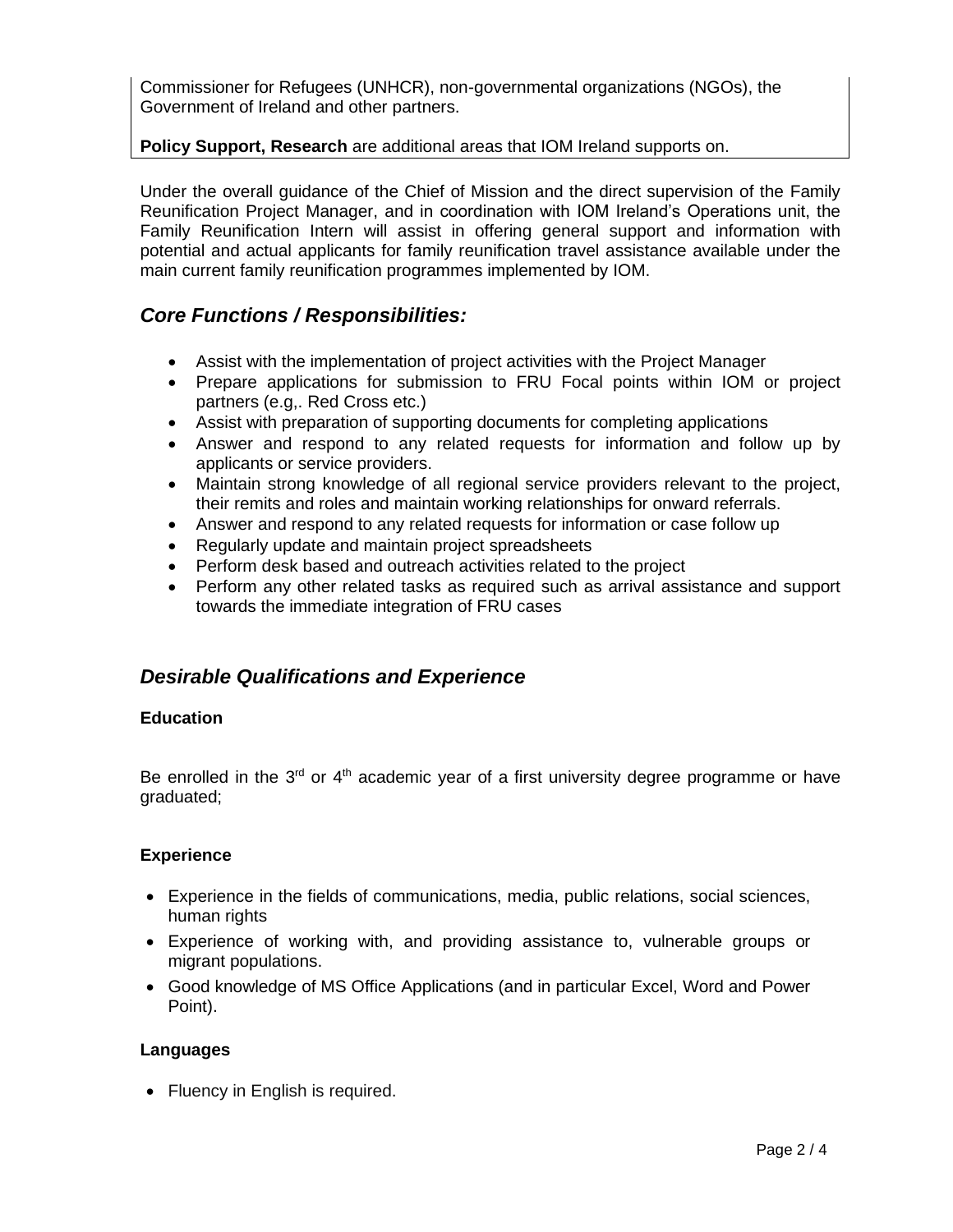Commissioner for Refugees (UNHCR), non-governmental organizations (NGOs), the Government of Ireland and other partners.

**Policy Support, Research** are additional areas that IOM Ireland supports on.

Under the overall guidance of the Chief of Mission and the direct supervision of the Family Reunification Project Manager, and in coordination with IOM Ireland's Operations unit, the Family Reunification Intern will assist in offering general support and information with potential and actual applicants for family reunification travel assistance available under the main current family reunification programmes implemented by IOM.

## *Core Functions / Responsibilities:*

- Assist with the implementation of project activities with the Project Manager
- Prepare applications for submission to FRU Focal points within IOM or project partners (e.g,. Red Cross etc.)
- Assist with preparation of supporting documents for completing applications
- Answer and respond to any related requests for information and follow up by applicants or service providers.
- Maintain strong knowledge of all regional service providers relevant to the project, their remits and roles and maintain working relationships for onward referrals.
- Answer and respond to any related requests for information or case follow up
- Regularly update and maintain project spreadsheets
- Perform desk based and outreach activities related to the project
- Perform any other related tasks as required such as arrival assistance and support towards the immediate integration of FRU cases

## *Desirable Qualifications and Experience*

### Education

Be enrolled in the 3rd or 4th academic year of a first university degree programme or have graduated;

### Experience

- Experience in the fields of communications, media, public relations, social sciences, human rights
- Experience of working with, and providing assistance to, vulnerable groups or migrant populations.
- Good knowledge of MS Office Applications (and in particular Excel, Word and Power Point).

### Languages

- Fluency in English is required.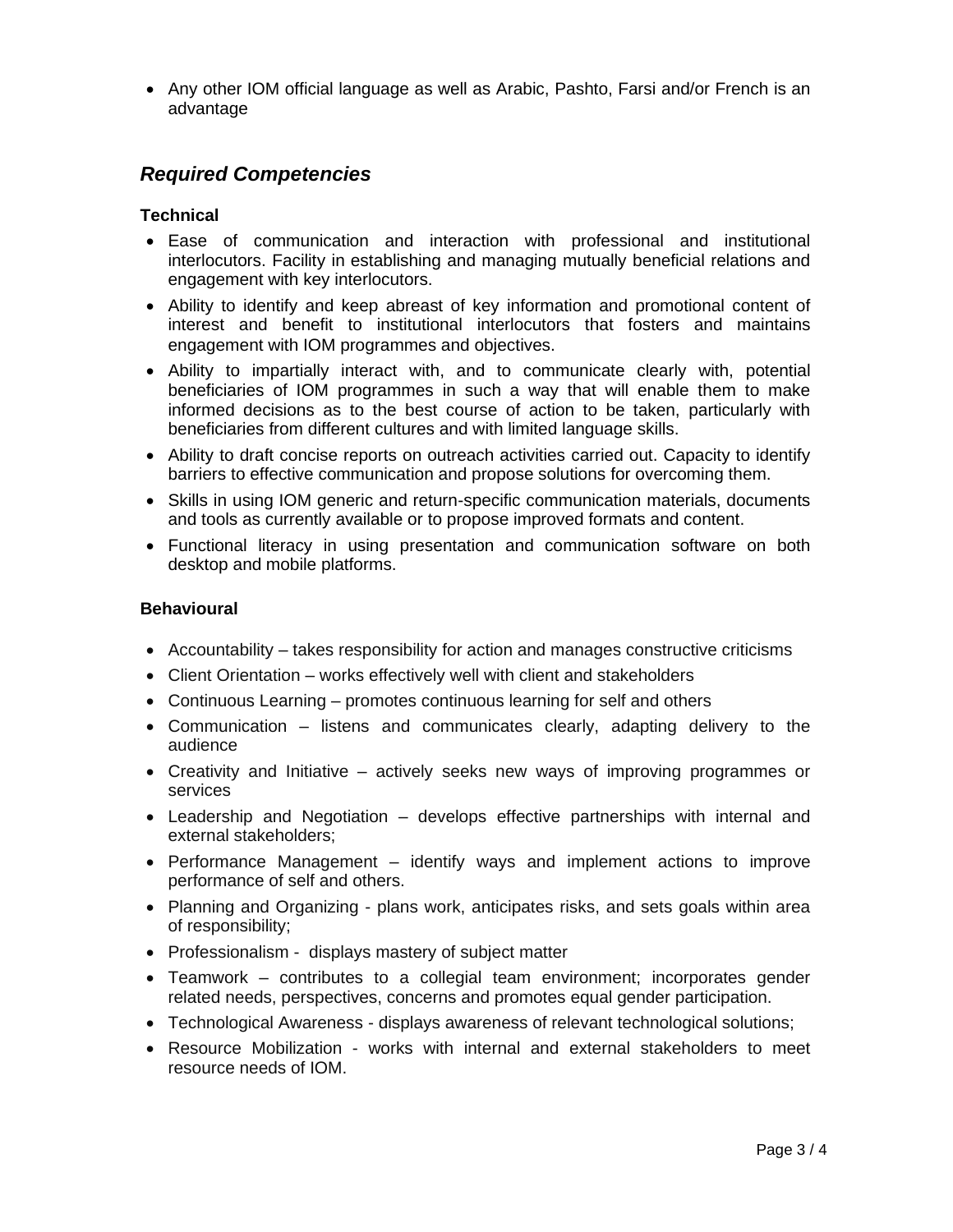- Any other IOM official language as well as Arabic, Pashto, Farsi and/or French is an advantage

## *Required Competencies*

**Technical**

- Ease of communication and interaction with professional and institutional interlocutors. Facility in establishing and managing mutually beneficial relations and engagement with key interlocutors.
- Ability to identify and keep abreast of key information and promotional content of interest and benefit to institutional interlocutors that fosters and maintains engagement with IOM programmes and objectives.
- Ability to impartially interact with, and to communicate clearly with, potential beneficiaries of IOM programmes in such a way that will enable them to make informed decisions as to the best course of action to be taken, particularly with beneficiaries from different cultures and with limited language skills.
- Ability to draft concise reports on outreach activities carried out. Capacity to identify barriers to effective communication and propose solutions for overcoming them.
- Skills in using IOM generic and return-specific communication materials, documents and tools as currently available or to propose improved formats and content.
- Functional literacy in using presentation and communication software on both desktop and mobile platforms.

**Behavioural**

- Accountability – takes responsibility for action and manages constructive criticisms
- Client Orientation – works effectively well with client and stakeholders
- Continuous Learning – promotes continuous learning for self and others
- Communication – listens and communicates clearly, adapting delivery to the audience
- Creativity and Initiative – actively seeks new ways of improving programmes or services
- Leadership and Negotiation – develops effective partnerships with internal and external stakeholders;
- Performance Management – identify ways and implement actions to improve performance of self and others.
- Planning and Organizing - plans work, anticipates risks, and sets goals within area of responsibility;
- Professionalism - displays mastery of subject matter
- Teamwork – contributes to a collegial team environment; incorporates gender related needs, perspectives, concerns and promotes equal gender participation.
- Technological Awareness - displays awareness of relevant technological solutions;
- Resource Mobilization - works with internal and external stakeholders to meet resource needs of IOM.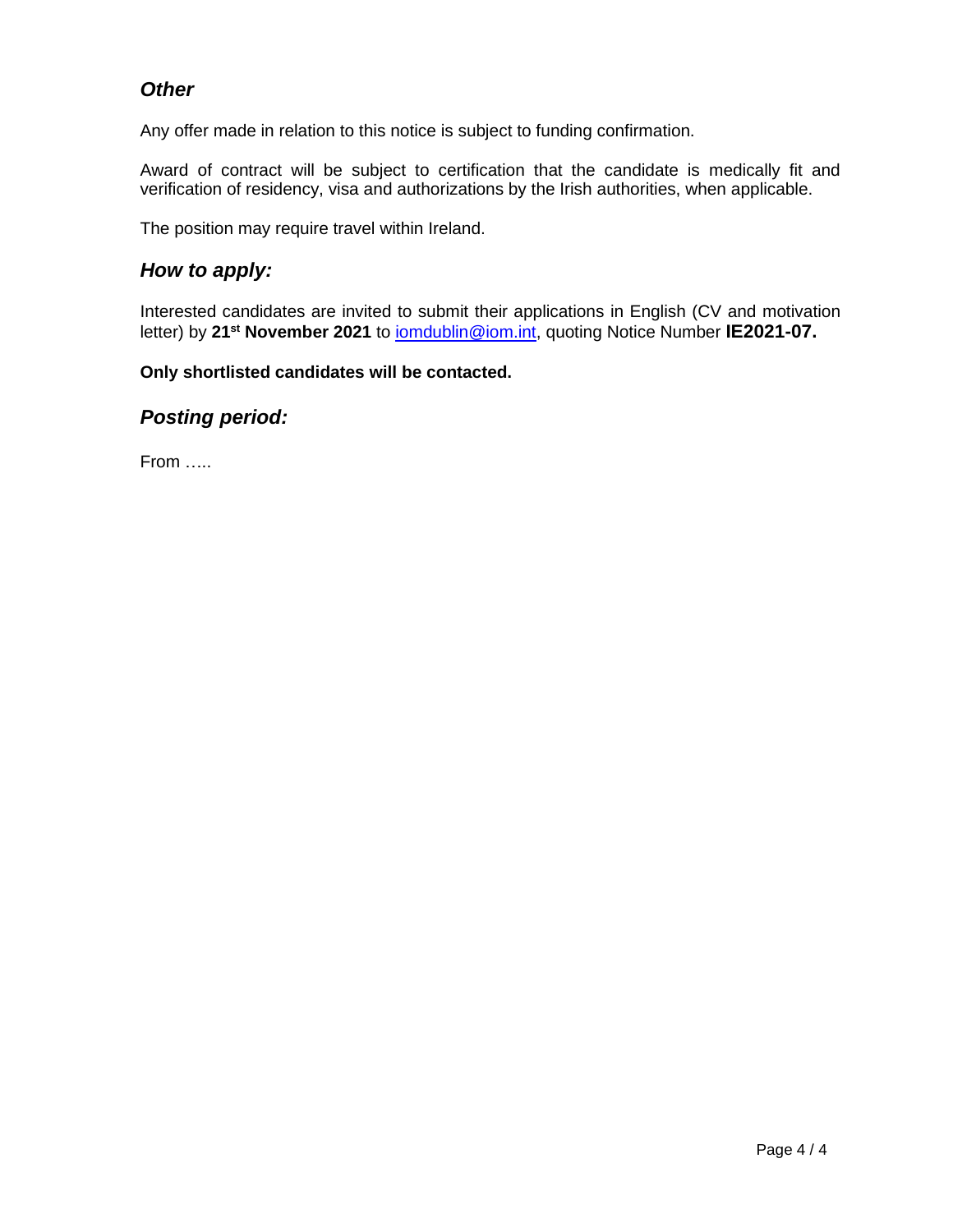## *Other*

Any offer made in relation to this notice is subject to funding confirmation.

Award of contract will be subject to certification that the candidate is medically fit and verification of residency, visa and authorizations by the Irish authorities, when applicable.

The position may require travel within Ireland.

## *How to apply:*

Interested candidates are invited to submit their applications in English (CV and motivation letter) by **21st November 2021** to iomdublin@iom.int, quoting Notice Number **IE2021-07.**

**Only shortlisted candidates will be contacted.**

## *Posting period:*

From …..